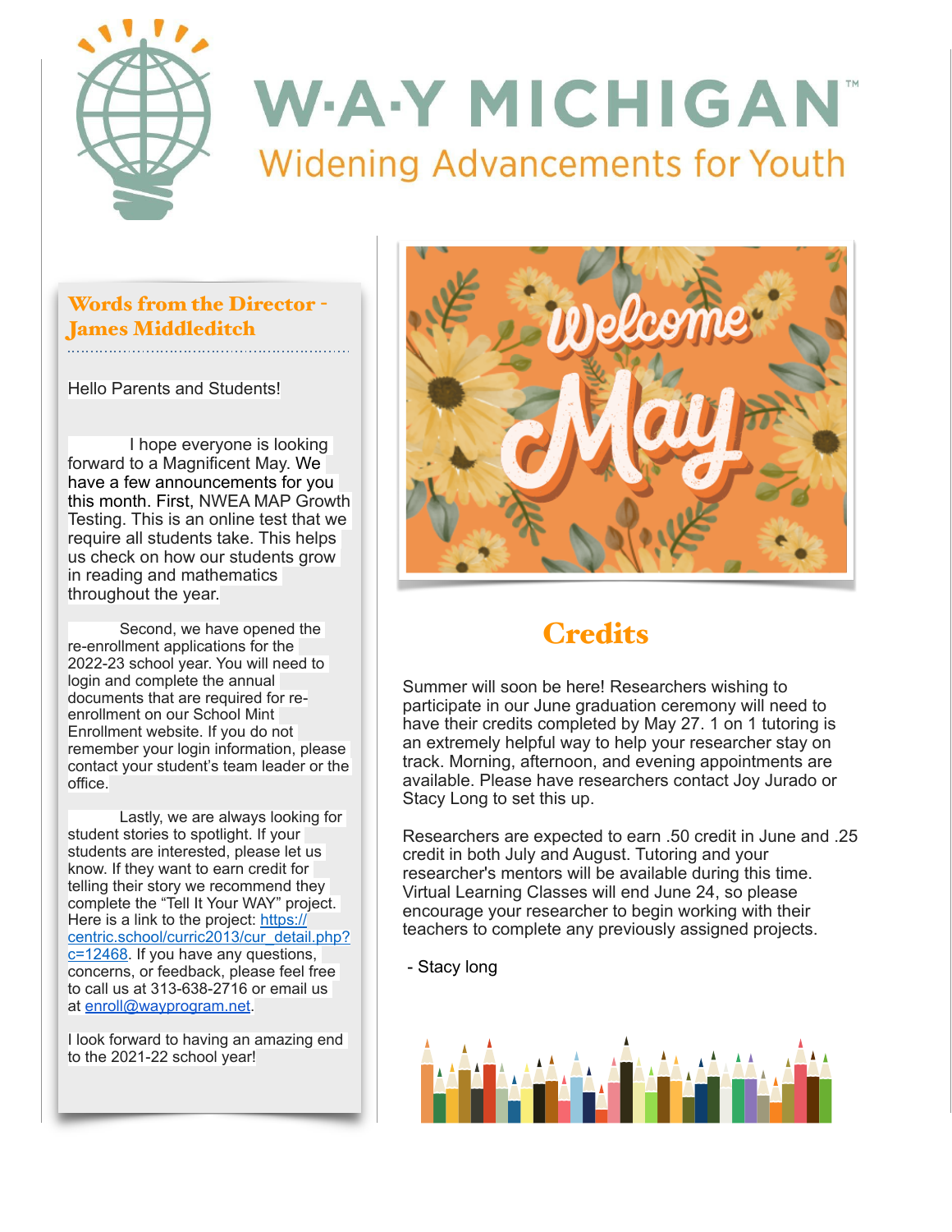# W·A·Y MICHIGAN™

Widening Advancements for Youth

## Words from the Director - James Middleditch

Hello Parents and Students!

I hope everyone is looking forward to a Magnificent May. We have a few announcements for you this month. First, NWEA MAP Growth Testing. This is an online test that we require all students take. This helps us check on how our students grow in reading and mathematics throughout the year.

Second, we have opened the re-enrollment applications for the 2022-23 school year. You will need to login and complete the annual documents that are required for re-enrollment on our School Mint Enrollment website. If you do not remember your login information, please contact your student's team leader or the office.

Lastly, we are always looking for student stories to spotlight. If your students are interested, please let us know. If they want to earn credit for telling their story we recommend they complete the "Tell It Your WAY" project. Here is a link to the project: [https://centric.school/curric2013/cur_detail.php?c=12468](https://centric.school/curric2013/cur_detail.php?c=12468). If you have any questions, concerns, or feedback, please feel free to call us at 313-638-2716 or email us at [enroll@wayprogram.net](mailto:enroll@wayprogram.net).

I look forward to having an amazing end to the 2021-22 school year!

Welcome May

## Credits

Summer will soon be here! Researchers wishing to participate in our June graduation ceremony will need to have their credits completed by May 27. 1 on 1 tutoring is an extremely helpful way to help your researcher stay on track. Morning, afternoon, and evening appointments are available. Please have researchers contact Joy Jurado or Stacy Long to set this up.

Researchers are expected to earn .50 credit in June and .25 credit in both July and August. Tutoring and your researcher's mentors will be available during this time. Virtual Learning Classes will end June 24, so please encourage your researcher to begin working with their teachers to complete any previously assigned projects.

- Stacy long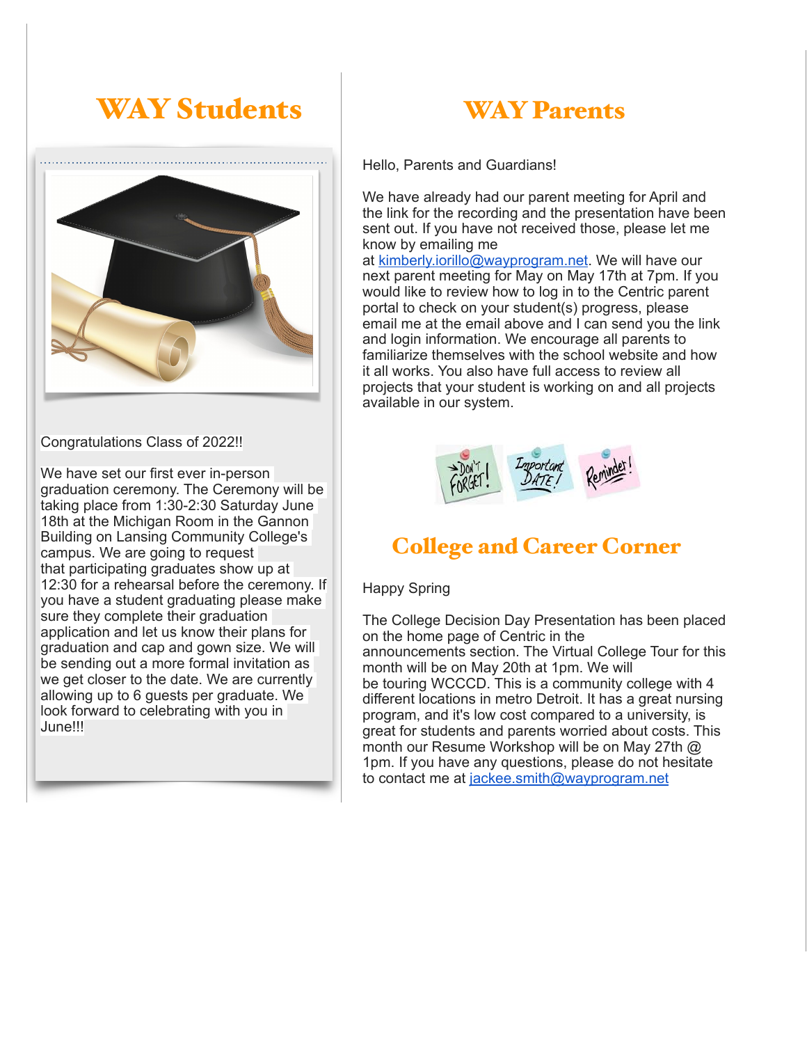## WAY Students

Congratulations Class of 2022!!

We have set our first ever in-person graduation ceremony. The Ceremony will be taking place from 1:30-2:30 Saturday June 18th at the Michigan Room in the Gannon Building on Lansing Community College's campus. We are going to request that participating graduates show up at 12:30 for a rehearsal before the ceremony. If you have a student graduating please make sure they complete their graduation application and let us know their plans for graduation and cap and gown size. We will be sending out a more formal invitation as we get closer to the date. We are currently allowing up to 6 guests per graduate. We look forward to celebrating with you in June!!!

## WAY Parents

Hello, Parents and Guardians!

We have already had our parent meeting for April and the link for the recording and the presentation have been sent out. If you have not received those, please let me know by emailing me at kimberly.iorillo@wayprogram.net. We will have our next parent meeting for May on May 17th at 7pm. If you would like to review how to log in to the Centric parent portal to check on your student(s) progress, please email me at the email above and I can send you the link and login information. We encourage all parents to familiarize themselves with the school website and how it all works. You also have full access to review all projects that your student is working on and all projects available in our system.

## College and Career Corner

Happy Spring

The College Decision Day Presentation has been placed on the home page of Centric in the announcements section. The Virtual College Tour for this month will be on May 20th at 1pm. We will be touring WCCCD. This is a community college with 4 different locations in metro Detroit. It has a great nursing program, and it's low cost compared to a university, is great for students and parents worried about costs. This month our Resume Workshop will be on May 27th @ 1pm. If you have any questions, please do not hesitate to contact me at jackee.smith@wayprogram.net